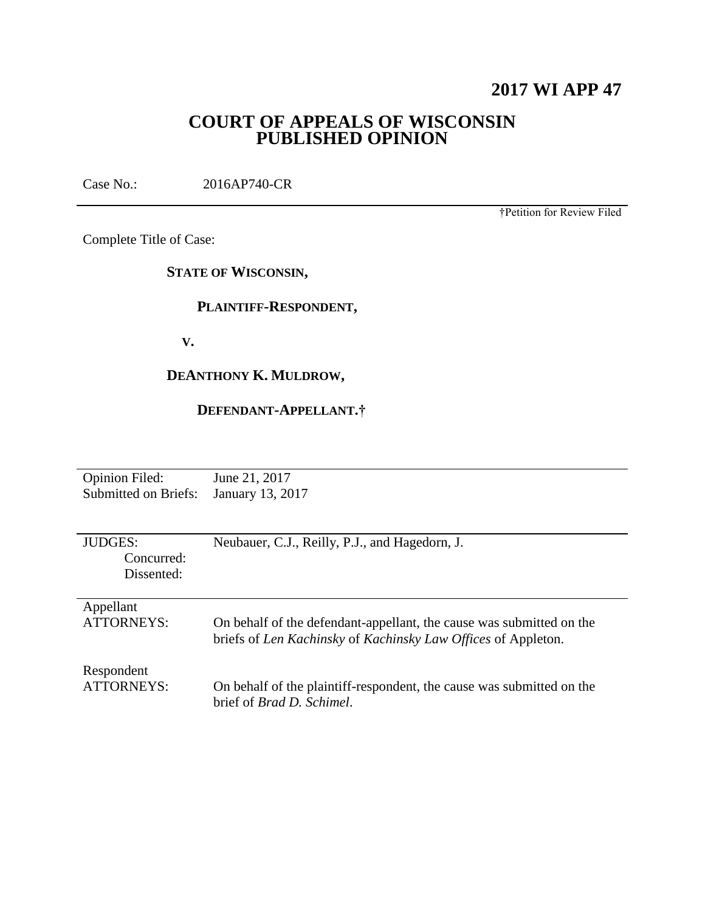# 2017 WI APP 47

## COURT OF APPEALS OF WISCONSIN
## PUBLISHED OPINION

Case No.: 2016AP740-CR

†Petition for Review Filed

Complete Title of Case:

**STATE OF WISCONSIN,**

**PLAINTIFF-RESPONDENT,**

**V.**

**DEANTHONY K. MULDROW,**

**DEFENDANT-APPELLANT.†**

| | |
|---|---|
| Opinion Filed: | June 21, 2017 |
| Submitted on Briefs: | January 13, 2017 |

| | |
|---|---|
| JUDGES: | Neubauer, C.J., Reilly, P.J., and Hagedorn, J. |
| Concurred: | |
| Dissented: | |

| | |
|---|---|
| Appellant ATTORNEYS: | On behalf of the defendant-appellant, the cause was submitted on the briefs of *Len Kachinsky* of *Kachinsky Law Offices* of Appleton. |
| Respondent ATTORNEYS: | On behalf of the plaintiff-respondent, the cause was submitted on the brief of *Brad D. Schimel*. |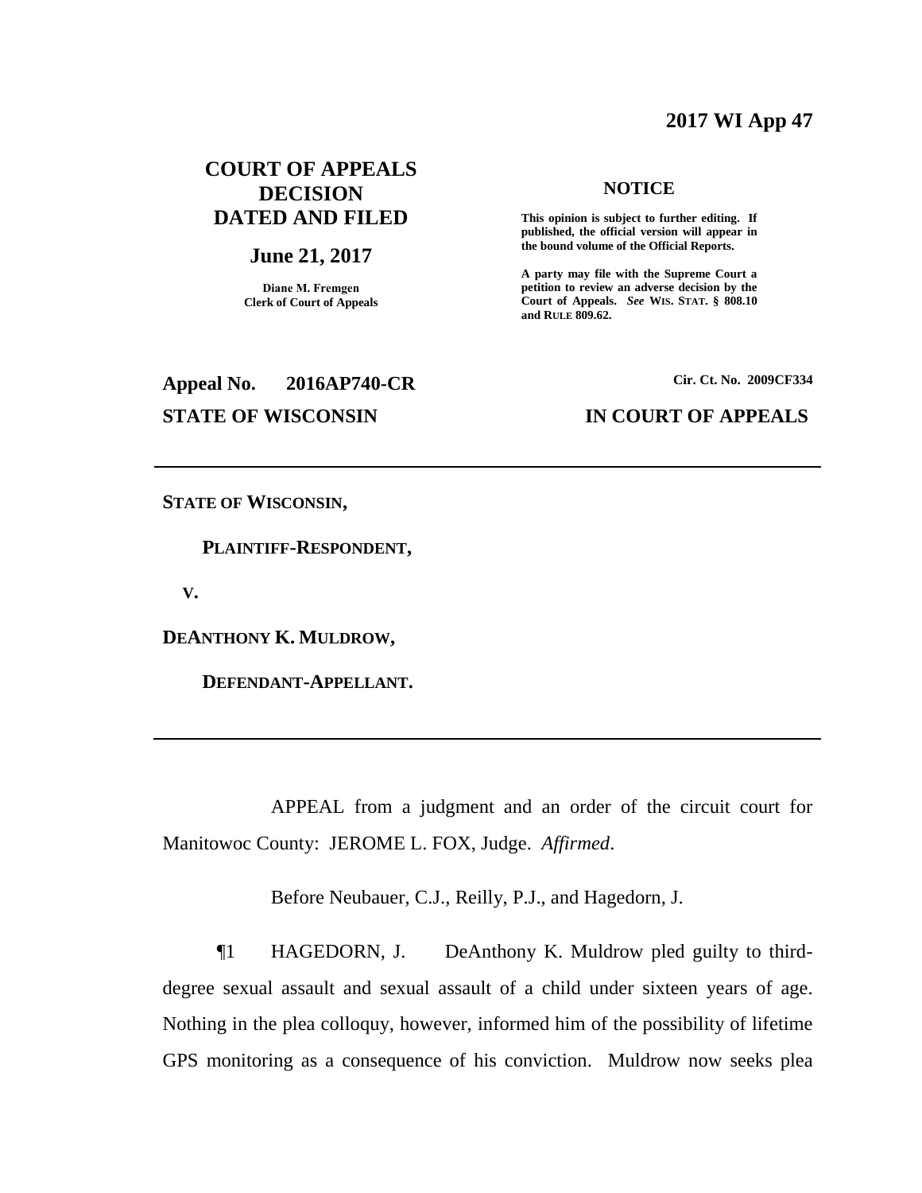**2017 WI App 47**

# COURT OF APPEALS DECISION DATED AND FILED

**June 21, 2017**

**Diane M. Fremgen**
**Clerk of Court of Appeals**

**NOTICE**

**This opinion is subject to further editing. If published, the official version will appear in the bound volume of the Official Reports.**

**A party may file with the Supreme Court a petition to review an adverse decision by the Court of Appeals. *See* WIS. STAT. § 808.10 and RULE 809.62.**

**Appeal No. 2016AP740-CR**

**Cir. Ct. No. 2009CF334**

**STATE OF WISCONSIN**

**IN COURT OF APPEALS**

---

**STATE OF WISCONSIN,**

**PLAINTIFF-RESPONDENT,**

**V.**

**DEANTHONY K. MULDROW,**

**DEFENDANT-APPELLANT.**

---

APPEAL from a judgment and an order of the circuit court for Manitowoc County: JEROME L. FOX, Judge. *Affirmed*.

Before Neubauer, C.J., Reilly, P.J., and Hagedorn, J.

¶1 HAGEDORN, J. DeAnthony K. Muldrow pled guilty to third-degree sexual assault and sexual assault of a child under sixteen years of age. Nothing in the plea colloquy, however, informed him of the possibility of lifetime GPS monitoring as a consequence of his conviction. Muldrow now seeks plea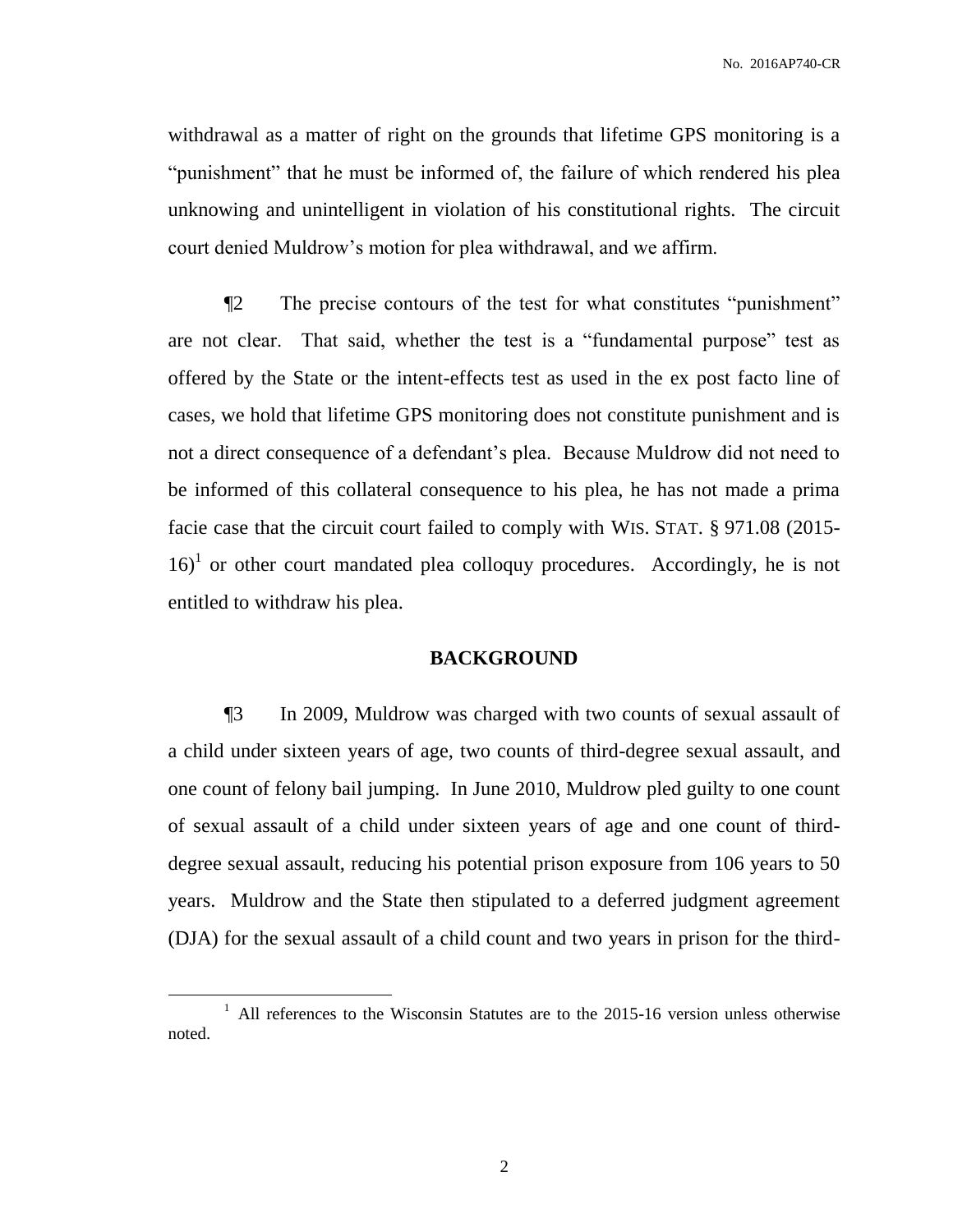withdrawal as a matter of right on the grounds that lifetime GPS monitoring is a "punishment" that he must be informed of, the failure of which rendered his plea unknowing and unintelligent in violation of his constitutional rights. The circuit court denied Muldrow's motion for plea withdrawal, and we affirm.

¶2 The precise contours of the test for what constitutes "punishment" are not clear. That said, whether the test is a "fundamental purpose" test as offered by the State or the intent-effects test as used in the ex post facto line of cases, we hold that lifetime GPS monitoring does not constitute punishment and is not a direct consequence of a defendant's plea. Because Muldrow did not need to be informed of this collateral consequence to his plea, he has not made a prima facie case that the circuit court failed to comply with WIS. STAT. § 971.08 (2015-16)[1] or other court mandated plea colloquy procedures. Accordingly, he is not entitled to withdraw his plea.

## BACKGROUND

¶3 In 2009, Muldrow was charged with two counts of sexual assault of a child under sixteen years of age, two counts of third-degree sexual assault, and one count of felony bail jumping. In June 2010, Muldrow pled guilty to one count of sexual assault of a child under sixteen years of age and one count of third-degree sexual assault, reducing his potential prison exposure from 106 years to 50 years. Muldrow and the State then stipulated to a deferred judgment agreement (DJA) for the sexual assault of a child count and two years in prison for the third-

[1] All references to the Wisconsin Statutes are to the 2015-16 version unless otherwise noted.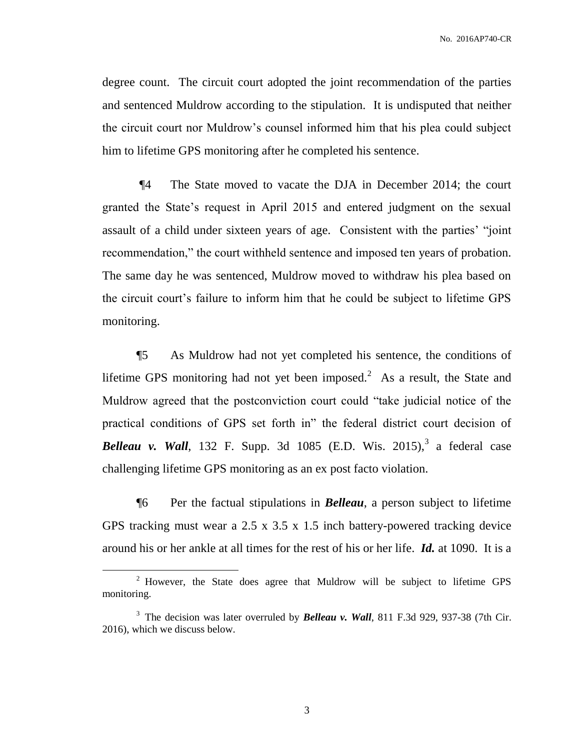degree count. The circuit court adopted the joint recommendation of the parties and sentenced Muldrow according to the stipulation. It is undisputed that neither the circuit court nor Muldrow's counsel informed him that his plea could subject him to lifetime GPS monitoring after he completed his sentence.

¶4 The State moved to vacate the DJA in December 2014; the court granted the State's request in April 2015 and entered judgment on the sexual assault of a child under sixteen years of age. Consistent with the parties' "joint recommendation," the court withheld sentence and imposed ten years of probation. The same day he was sentenced, Muldrow moved to withdraw his plea based on the circuit court's failure to inform him that he could be subject to lifetime GPS monitoring.

¶5 As Muldrow had not yet completed his sentence, the conditions of lifetime GPS monitoring had not yet been imposed.[2] As a result, the State and Muldrow agreed that the postconviction court could "take judicial notice of the practical conditions of GPS set forth in" the federal district court decision of ***Belleau v. Wall***, 132 F. Supp. 3d 1085 (E.D. Wis. 2015),[3] a federal case challenging lifetime GPS monitoring as an ex post facto violation.

¶6 Per the factual stipulations in ***Belleau***, a person subject to lifetime GPS tracking must wear a 2.5 x 3.5 x 1.5 inch battery-powered tracking device around his or her ankle at all times for the rest of his or her life. ***Id.*** at 1090. It is a

---

[2] However, the State does agree that Muldrow will be subject to lifetime GPS monitoring.

[3] The decision was later overruled by ***Belleau v. Wall***, 811 F.3d 929, 937-38 (7th Cir. 2016), which we discuss below.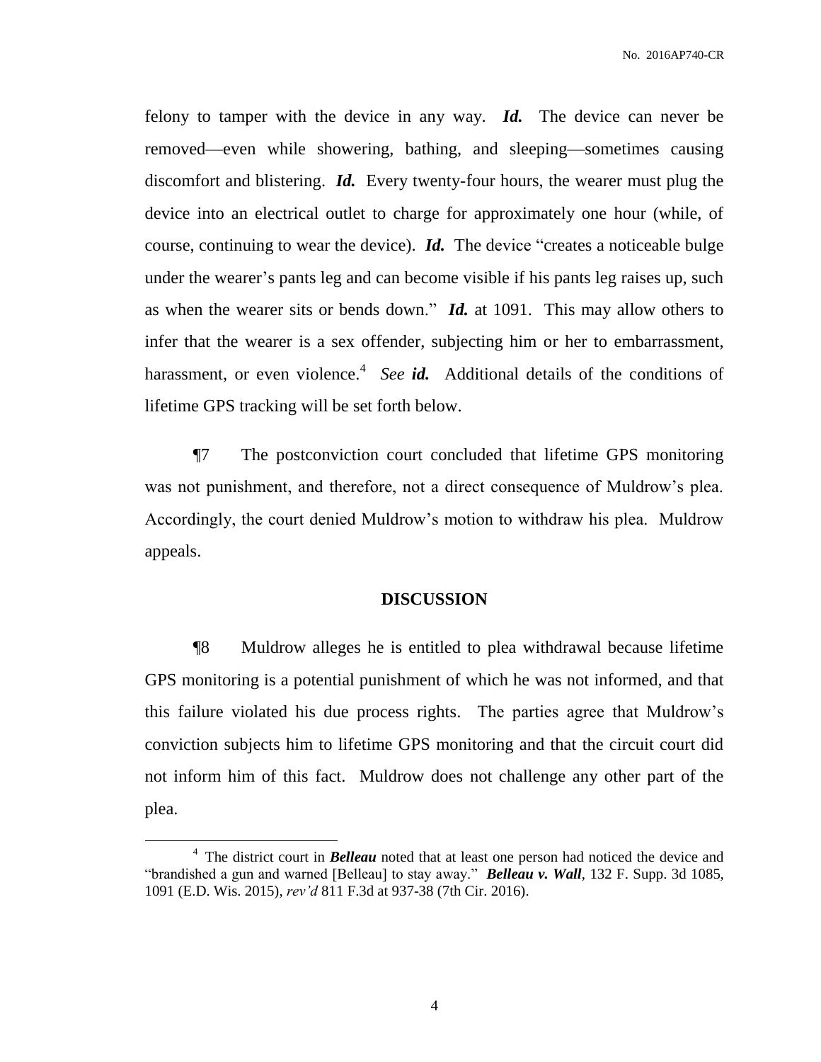felony to tamper with the device in any way. ***Id.*** The device can never be removed—even while showering, bathing, and sleeping—sometimes causing discomfort and blistering. ***Id.*** Every twenty-four hours, the wearer must plug the device into an electrical outlet to charge for approximately one hour (while, of course, continuing to wear the device). ***Id.*** The device "creates a noticeable bulge under the wearer's pants leg and can become visible if his pants leg raises up, such as when the wearer sits or bends down." ***Id.*** at 1091. This may allow others to infer that the wearer is a sex offender, subjecting him or her to embarrassment, harassment, or even violence.[4] *See* ***id.*** Additional details of the conditions of lifetime GPS tracking will be set forth below.

¶7 The postconviction court concluded that lifetime GPS monitoring was not punishment, and therefore, not a direct consequence of Muldrow's plea. Accordingly, the court denied Muldrow's motion to withdraw his plea. Muldrow appeals.

## DISCUSSION

¶8 Muldrow alleges he is entitled to plea withdrawal because lifetime GPS monitoring is a potential punishment of which he was not informed, and that this failure violated his due process rights. The parties agree that Muldrow's conviction subjects him to lifetime GPS monitoring and that the circuit court did not inform him of this fact. Muldrow does not challenge any other part of the plea.

---

[4] The district court in ***Belleau*** noted that at least one person had noticed the device and "brandished a gun and warned [Belleau] to stay away." ***Belleau v. Wall***, 132 F. Supp. 3d 1085, 1091 (E.D. Wis. 2015), *rev'd* 811 F.3d at 937-38 (7th Cir. 2016).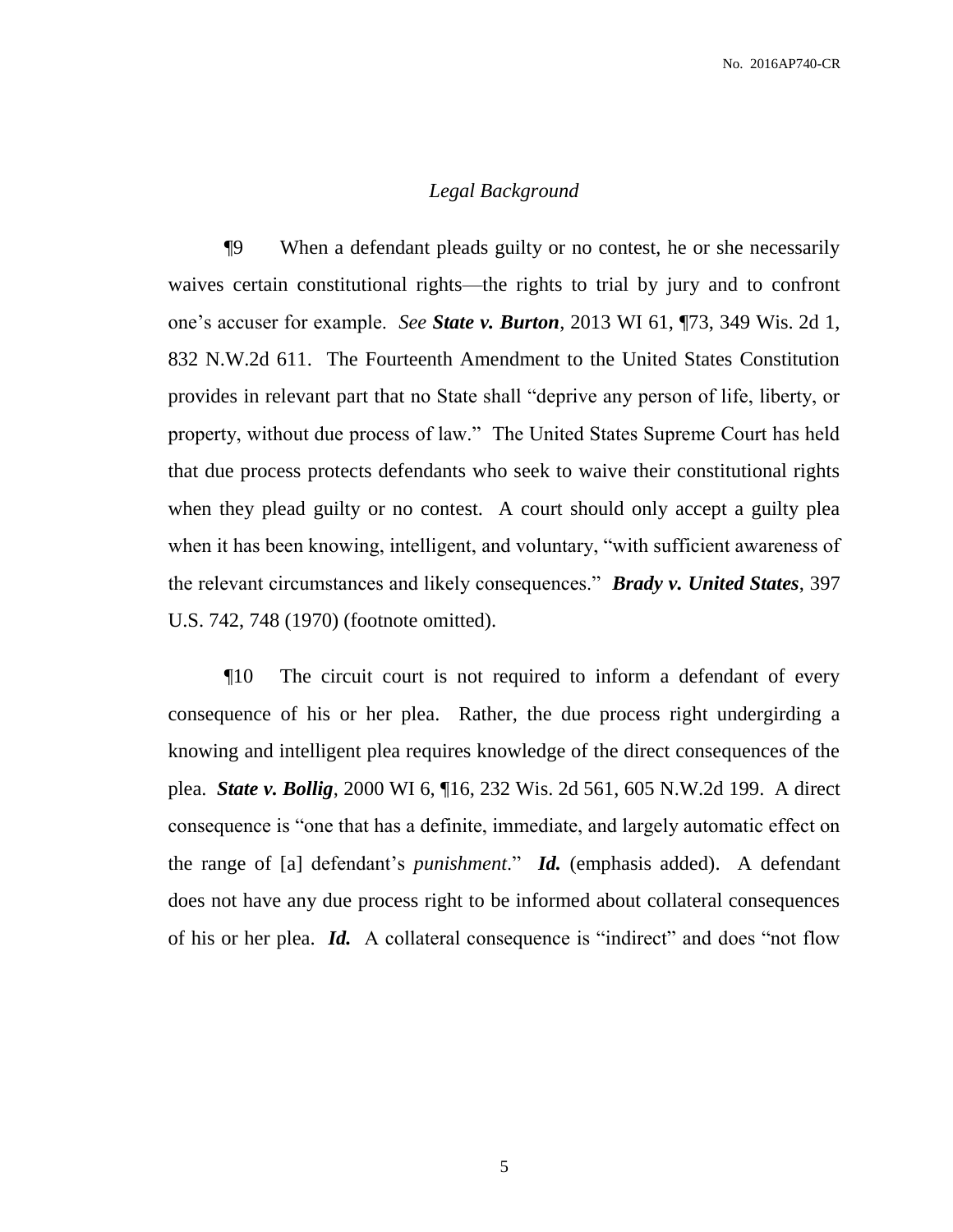*Legal Background*

¶9 When a defendant pleads guilty or no contest, he or she necessarily waives certain constitutional rights—the rights to trial by jury and to confront one's accuser for example. *See* ***State v. Burton***, 2013 WI 61, ¶73, 349 Wis. 2d 1, 832 N.W.2d 611. The Fourteenth Amendment to the United States Constitution provides in relevant part that no State shall "deprive any person of life, liberty, or property, without due process of law." The United States Supreme Court has held that due process protects defendants who seek to waive their constitutional rights when they plead guilty or no contest. A court should only accept a guilty plea when it has been knowing, intelligent, and voluntary, "with sufficient awareness of the relevant circumstances and likely consequences." ***Brady v. United States***, 397 U.S. 742, 748 (1970) (footnote omitted).

¶10 The circuit court is not required to inform a defendant of every consequence of his or her plea. Rather, the due process right undergirding a knowing and intelligent plea requires knowledge of the direct consequences of the plea. ***State v. Bollig***, 2000 WI 6, ¶16, 232 Wis. 2d 561, 605 N.W.2d 199. A direct consequence is "one that has a definite, immediate, and largely automatic effect on the range of [a] defendant's *punishment*." ***Id.*** (emphasis added). A defendant does not have any due process right to be informed about collateral consequences of his or her plea. ***Id.*** A collateral consequence is "indirect" and does "not flow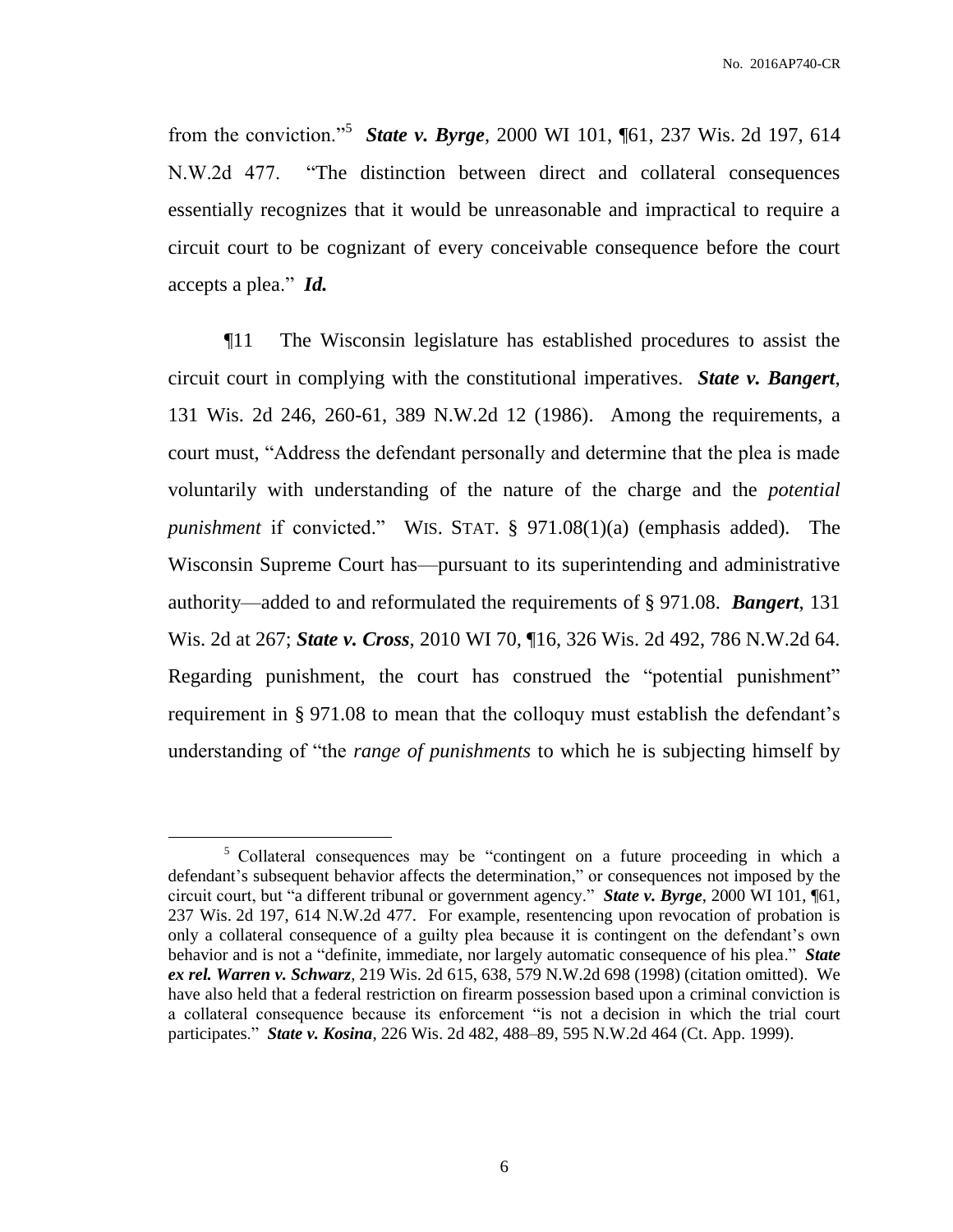from the conviction."[5] ***State v. Byrge***, 2000 WI 101, ¶61, 237 Wis. 2d 197, 614 N.W.2d 477. "The distinction between direct and collateral consequences essentially recognizes that it would be unreasonable and impractical to require a circuit court to be cognizant of every conceivable consequence before the court accepts a plea." ***Id.***

¶11 The Wisconsin legislature has established procedures to assist the circuit court in complying with the constitutional imperatives. ***State v. Bangert***, 131 Wis. 2d 246, 260-61, 389 N.W.2d 12 (1986). Among the requirements, a court must, "Address the defendant personally and determine that the plea is made voluntarily with understanding of the nature of the charge and the *potential punishment* if convicted." WIS. STAT. § 971.08(1)(a) (emphasis added). The Wisconsin Supreme Court has—pursuant to its superintending and administrative authority—added to and reformulated the requirements of § 971.08. ***Bangert***, 131 Wis. 2d at 267; ***State v. Cross***, 2010 WI 70, ¶16, 326 Wis. 2d 492, 786 N.W.2d 64. Regarding punishment, the court has construed the "potential punishment" requirement in § 971.08 to mean that the colloquy must establish the defendant's understanding of "the *range of punishments* to which he is subjecting himself by

---

[5] Collateral consequences may be "contingent on a future proceeding in which a defendant's subsequent behavior affects the determination," or consequences not imposed by the circuit court, but "a different tribunal or government agency." ***State v. Byrge***, 2000 WI 101, ¶61, 237 Wis. 2d 197, 614 N.W.2d 477. For example, resentencing upon revocation of probation is only a collateral consequence of a guilty plea because it is contingent on the defendant's own behavior and is not a "definite, immediate, nor largely automatic consequence of his plea." ***State ex rel. Warren v. Schwarz***, 219 Wis. 2d 615, 638, 579 N.W.2d 698 (1998) (citation omitted). We have also held that a federal restriction on firearm possession based upon a criminal conviction is a collateral consequence because its enforcement "is not a decision in which the trial court participates." ***State v. Kosina***, 226 Wis. 2d 482, 488–89, 595 N.W.2d 464 (Ct. App. 1999).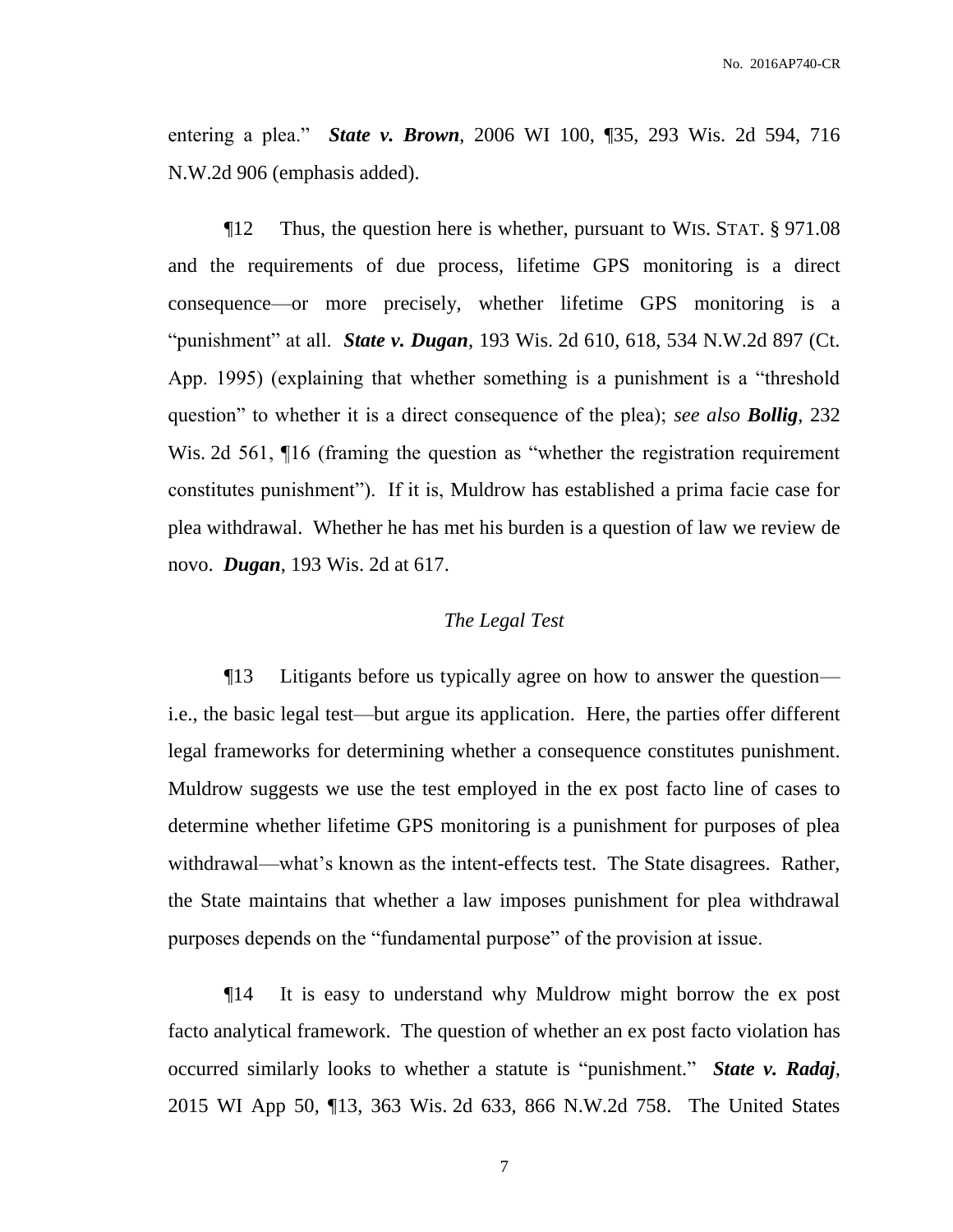entering a plea." ***State v. Brown***, 2006 WI 100, ¶35, 293 Wis. 2d 594, 716 N.W.2d 906 (emphasis added).

¶12 Thus, the question here is whether, pursuant to WIS. STAT. § 971.08 and the requirements of due process, lifetime GPS monitoring is a direct consequence—or more precisely, whether lifetime GPS monitoring is a "punishment" at all. ***State v. Dugan***, 193 Wis. 2d 610, 618, 534 N.W.2d 897 (Ct. App. 1995) (explaining that whether something is a punishment is a "threshold question" to whether it is a direct consequence of the plea); *see also* ***Bollig***, 232 Wis. 2d 561, ¶16 (framing the question as "whether the registration requirement constitutes punishment"). If it is, Muldrow has established a prima facie case for plea withdrawal. Whether he has met his burden is a question of law we review de novo. ***Dugan***, 193 Wis. 2d at 617.

*The Legal Test*

¶13 Litigants before us typically agree on how to answer the question—i.e., the basic legal test—but argue its application. Here, the parties offer different legal frameworks for determining whether a consequence constitutes punishment. Muldrow suggests we use the test employed in the ex post facto line of cases to determine whether lifetime GPS monitoring is a punishment for purposes of plea withdrawal—what's known as the intent-effects test. The State disagrees. Rather, the State maintains that whether a law imposes punishment for plea withdrawal purposes depends on the "fundamental purpose" of the provision at issue.

¶14 It is easy to understand why Muldrow might borrow the ex post facto analytical framework. The question of whether an ex post facto violation has occurred similarly looks to whether a statute is "punishment." ***State v. Radaj***, 2015 WI App 50, ¶13, 363 Wis. 2d 633, 866 N.W.2d 758. The United States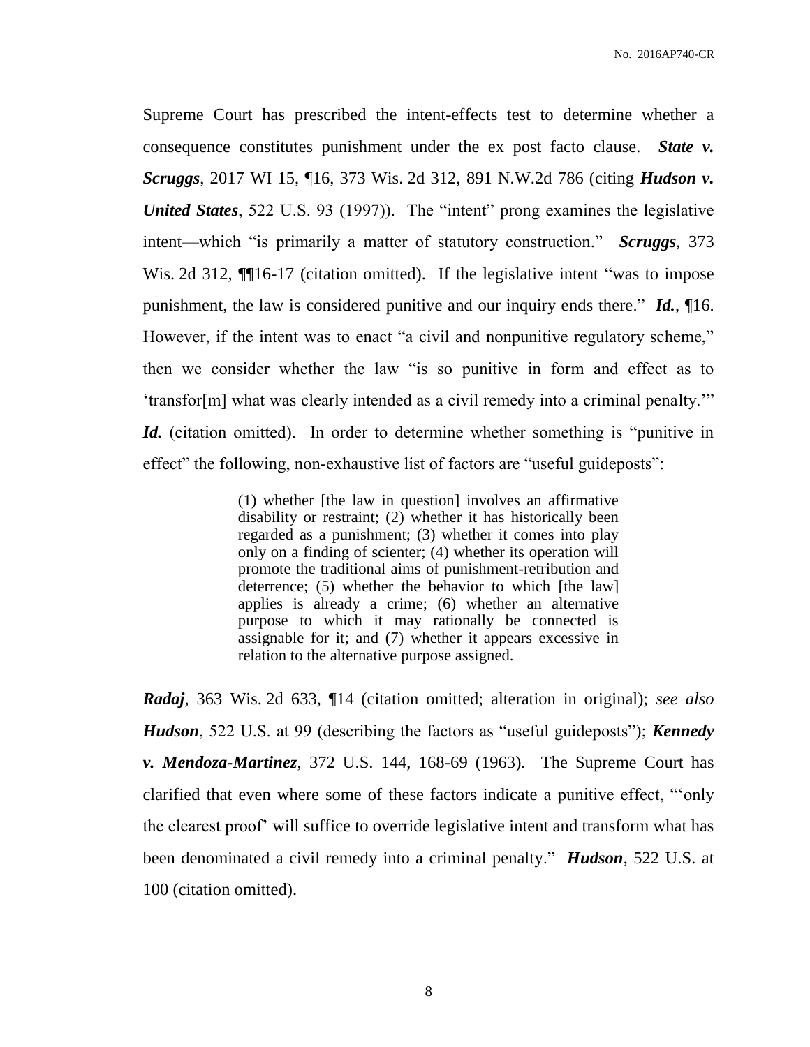Supreme Court has prescribed the intent-effects test to determine whether a consequence constitutes punishment under the ex post facto clause. ***State v. Scruggs***, 2017 WI 15, ¶16, 373 Wis. 2d 312, 891 N.W.2d 786 (citing ***Hudson v. United States***, 522 U.S. 93 (1997)). The "intent" prong examines the legislative intent—which "is primarily a matter of statutory construction." ***Scruggs***, 373 Wis. 2d 312, ¶¶16-17 (citation omitted). If the legislative intent "was to impose punishment, the law is considered punitive and our inquiry ends there." ***Id.***, ¶16. However, if the intent was to enact "a civil and nonpunitive regulatory scheme," then we consider whether the law "is so punitive in form and effect as to 'transfor[m] what was clearly intended as a civil remedy into a criminal penalty.'" ***Id.*** (citation omitted). In order to determine whether something is "punitive in effect" the following, non-exhaustive list of factors are "useful guideposts":

> (1) whether [the law in question] involves an affirmative disability or restraint; (2) whether it has historically been regarded as a punishment; (3) whether it comes into play only on a finding of scienter; (4) whether its operation will promote the traditional aims of punishment-retribution and deterrence; (5) whether the behavior to which [the law] applies is already a crime; (6) whether an alternative purpose to which it may rationally be connected is assignable for it; and (7) whether it appears excessive in relation to the alternative purpose assigned.

***Radaj***, 363 Wis. 2d 633, ¶14 (citation omitted; alteration in original); *see also* ***Hudson***, 522 U.S. at 99 (describing the factors as "useful guideposts"); ***Kennedy v. Mendoza-Martinez***, 372 U.S. 144, 168-69 (1963). The Supreme Court has clarified that even where some of these factors indicate a punitive effect, "'only the clearest proof' will suffice to override legislative intent and transform what has been denominated a civil remedy into a criminal penalty." ***Hudson***, 522 U.S. at 100 (citation omitted).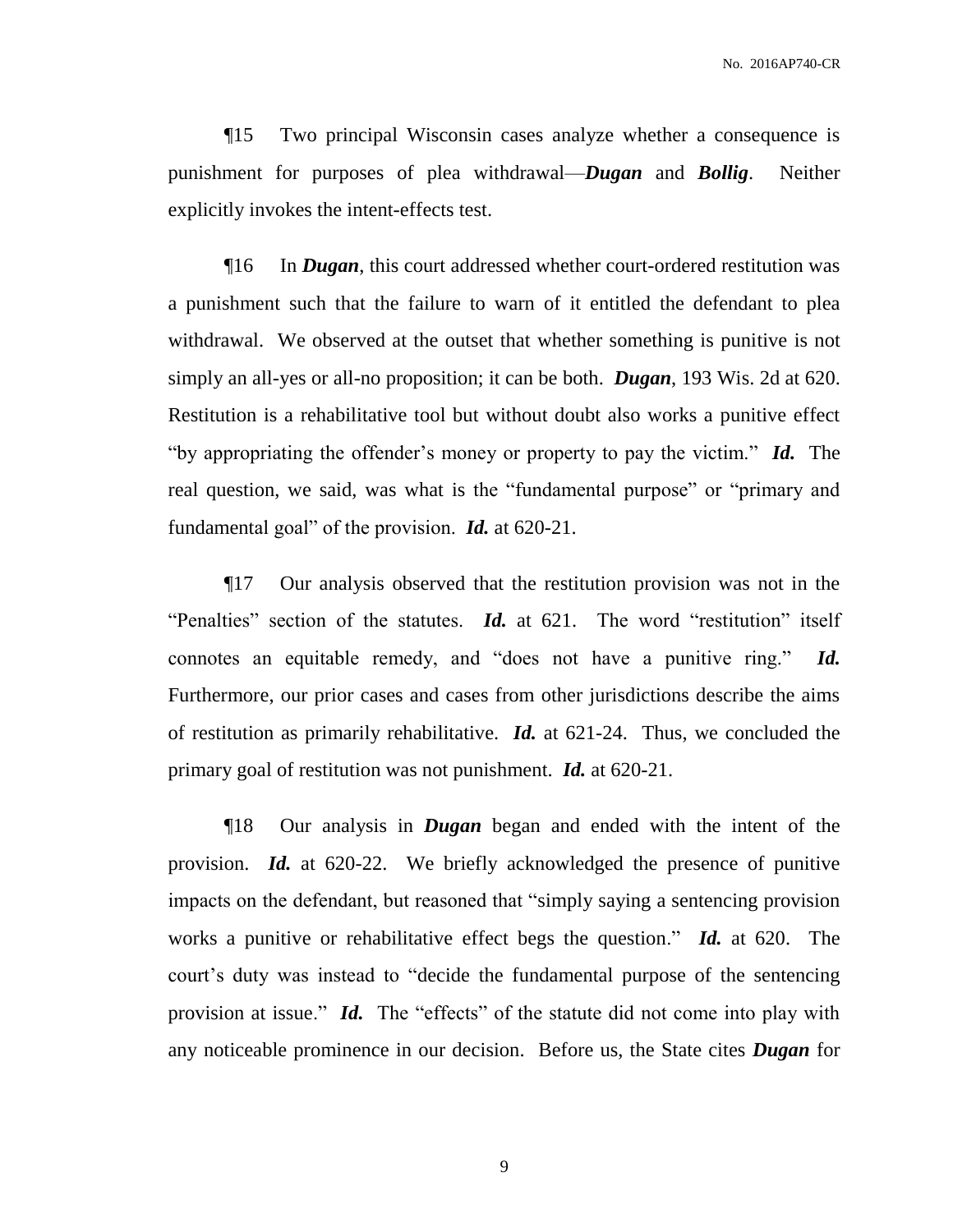¶15 Two principal Wisconsin cases analyze whether a consequence is punishment for purposes of plea withdrawal—***Dugan*** and ***Bollig***. Neither explicitly invokes the intent-effects test.

¶16 In ***Dugan***, this court addressed whether court-ordered restitution was a punishment such that the failure to warn of it entitled the defendant to plea withdrawal. We observed at the outset that whether something is punitive is not simply an all-yes or all-no proposition; it can be both. ***Dugan***, 193 Wis. 2d at 620. Restitution is a rehabilitative tool but without doubt also works a punitive effect "by appropriating the offender's money or property to pay the victim." ***Id.*** The real question, we said, was what is the "fundamental purpose" or "primary and fundamental goal" of the provision. ***Id.*** at 620-21.

¶17 Our analysis observed that the restitution provision was not in the "Penalties" section of the statutes. ***Id.*** at 621. The word "restitution" itself connotes an equitable remedy, and "does not have a punitive ring." ***Id.*** Furthermore, our prior cases and cases from other jurisdictions describe the aims of restitution as primarily rehabilitative. ***Id.*** at 621-24. Thus, we concluded the primary goal of restitution was not punishment. ***Id.*** at 620-21.

¶18 Our analysis in ***Dugan*** began and ended with the intent of the provision. ***Id.*** at 620-22. We briefly acknowledged the presence of punitive impacts on the defendant, but reasoned that "simply saying a sentencing provision works a punitive or rehabilitative effect begs the question." ***Id.*** at 620. The court's duty was instead to "decide the fundamental purpose of the sentencing provision at issue." ***Id.*** The "effects" of the statute did not come into play with any noticeable prominence in our decision. Before us, the State cites ***Dugan*** for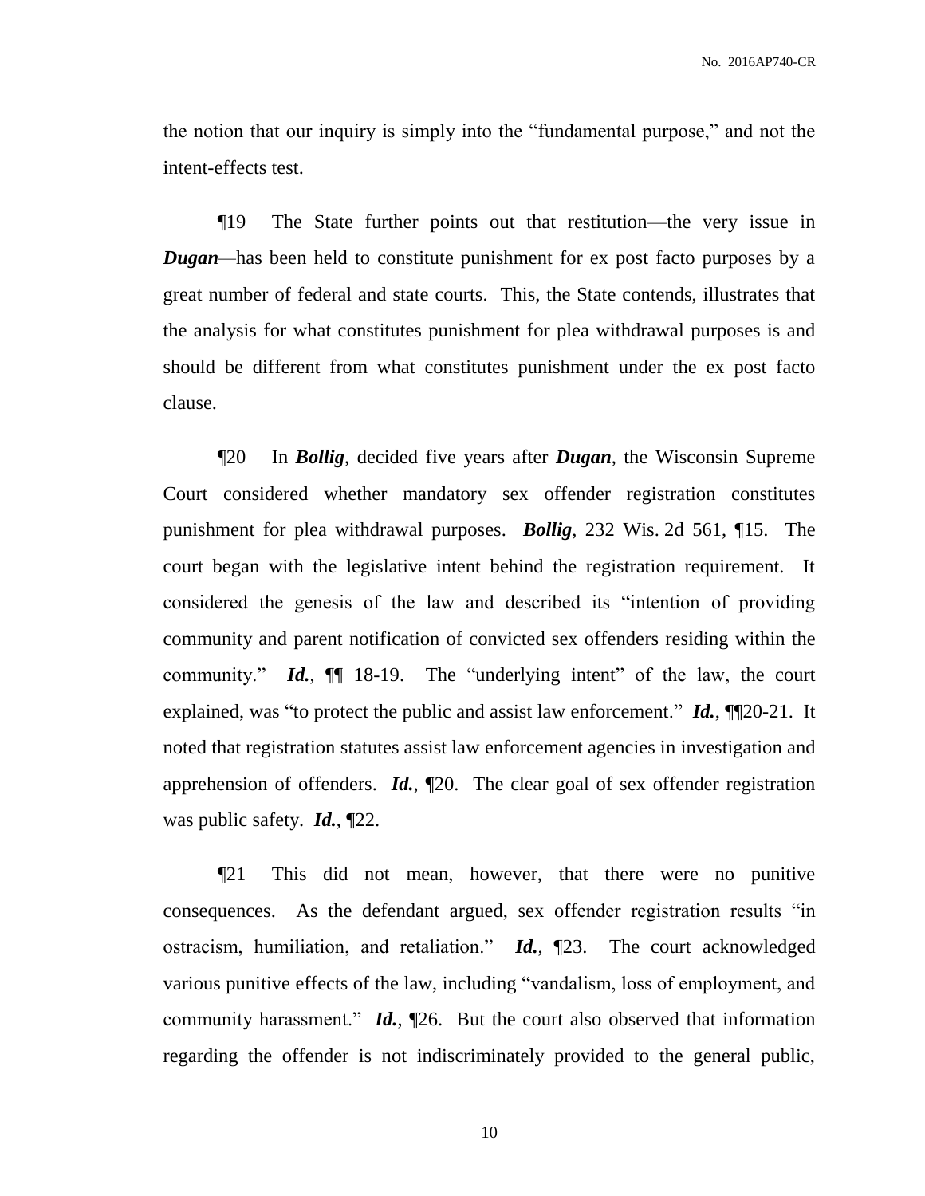the notion that our inquiry is simply into the "fundamental purpose," and not the intent-effects test.

¶19 The State further points out that restitution—the very issue in ***Dugan***—has been held to constitute punishment for ex post facto purposes by a great number of federal and state courts. This, the State contends, illustrates that the analysis for what constitutes punishment for plea withdrawal purposes is and should be different from what constitutes punishment under the ex post facto clause.

¶20 In ***Bollig***, decided five years after ***Dugan***, the Wisconsin Supreme Court considered whether mandatory sex offender registration constitutes punishment for plea withdrawal purposes. ***Bollig***, 232 Wis. 2d 561, ¶15. The court began with the legislative intent behind the registration requirement. It considered the genesis of the law and described its "intention of providing community and parent notification of convicted sex offenders residing within the community." ***Id.***, ¶¶ 18-19. The "underlying intent" of the law, the court explained, was "to protect the public and assist law enforcement." ***Id.***, ¶¶20-21. It noted that registration statutes assist law enforcement agencies in investigation and apprehension of offenders. ***Id.***, ¶20. The clear goal of sex offender registration was public safety. ***Id.***, ¶22.

¶21 This did not mean, however, that there were no punitive consequences. As the defendant argued, sex offender registration results "in ostracism, humiliation, and retaliation." ***Id.***, ¶23. The court acknowledged various punitive effects of the law, including "vandalism, loss of employment, and community harassment." ***Id.***, ¶26. But the court also observed that information regarding the offender is not indiscriminately provided to the general public,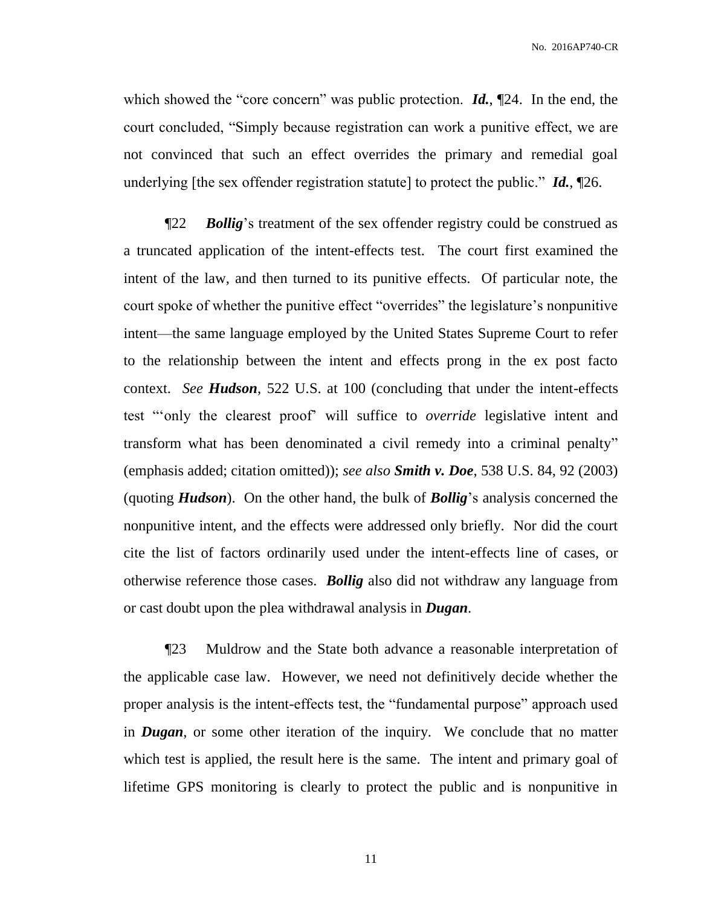which showed the "core concern" was public protection. ***Id.***, ¶24. In the end, the court concluded, "Simply because registration can work a punitive effect, we are not convinced that such an effect overrides the primary and remedial goal underlying [the sex offender registration statute] to protect the public." ***Id.***, ¶26.

¶22 ***Bollig***'s treatment of the sex offender registry could be construed as a truncated application of the intent-effects test. The court first examined the intent of the law, and then turned to its punitive effects. Of particular note, the court spoke of whether the punitive effect "overrides" the legislature's nonpunitive intent—the same language employed by the United States Supreme Court to refer to the relationship between the intent and effects prong in the ex post facto context. *See* ***Hudson***, 522 U.S. at 100 (concluding that under the intent-effects test "'only the clearest proof' will suffice to *override* legislative intent and transform what has been denominated a civil remedy into a criminal penalty" (emphasis added; citation omitted)); *see also* ***Smith v. Doe***, 538 U.S. 84, 92 (2003) (quoting ***Hudson***). On the other hand, the bulk of ***Bollig***'s analysis concerned the nonpunitive intent, and the effects were addressed only briefly. Nor did the court cite the list of factors ordinarily used under the intent-effects line of cases, or otherwise reference those cases. ***Bollig*** also did not withdraw any language from or cast doubt upon the plea withdrawal analysis in ***Dugan***.

¶23 Muldrow and the State both advance a reasonable interpretation of the applicable case law. However, we need not definitively decide whether the proper analysis is the intent-effects test, the "fundamental purpose" approach used in ***Dugan***, or some other iteration of the inquiry. We conclude that no matter which test is applied, the result here is the same. The intent and primary goal of lifetime GPS monitoring is clearly to protect the public and is nonpunitive in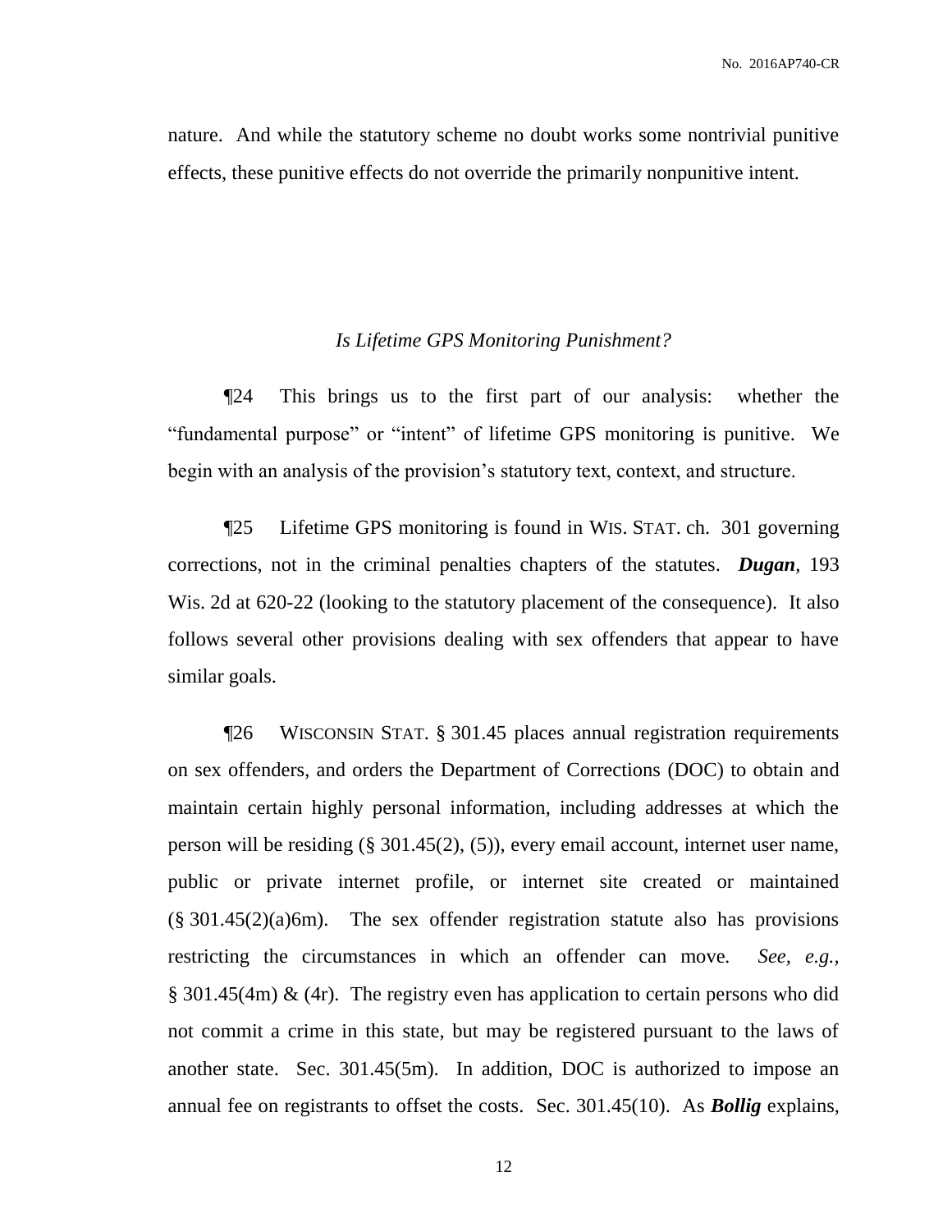nature. And while the statutory scheme no doubt works some nontrivial punitive effects, these punitive effects do not override the primarily nonpunitive intent.

### *Is Lifetime GPS Monitoring Punishment?*

¶24 This brings us to the first part of our analysis: whether the "fundamental purpose" or "intent" of lifetime GPS monitoring is punitive. We begin with an analysis of the provision's statutory text, context, and structure.

¶25 Lifetime GPS monitoring is found in WIS. STAT. ch. 301 governing corrections, not in the criminal penalties chapters of the statutes. ***Dugan***, 193 Wis. 2d at 620-22 (looking to the statutory placement of the consequence). It also follows several other provisions dealing with sex offenders that appear to have similar goals.

¶26 WISCONSIN STAT. § 301.45 places annual registration requirements on sex offenders, and orders the Department of Corrections (DOC) to obtain and maintain certain highly personal information, including addresses at which the person will be residing (§ 301.45(2), (5)), every email account, internet user name, public or private internet profile, or internet site created or maintained (§ 301.45(2)(a)6m). The sex offender registration statute also has provisions restricting the circumstances in which an offender can move. *See, e.g.,* § 301.45(4m) & (4r). The registry even has application to certain persons who did not commit a crime in this state, but may be registered pursuant to the laws of another state. Sec. 301.45(5m). In addition, DOC is authorized to impose an annual fee on registrants to offset the costs. Sec. 301.45(10). As ***Bollig*** explains,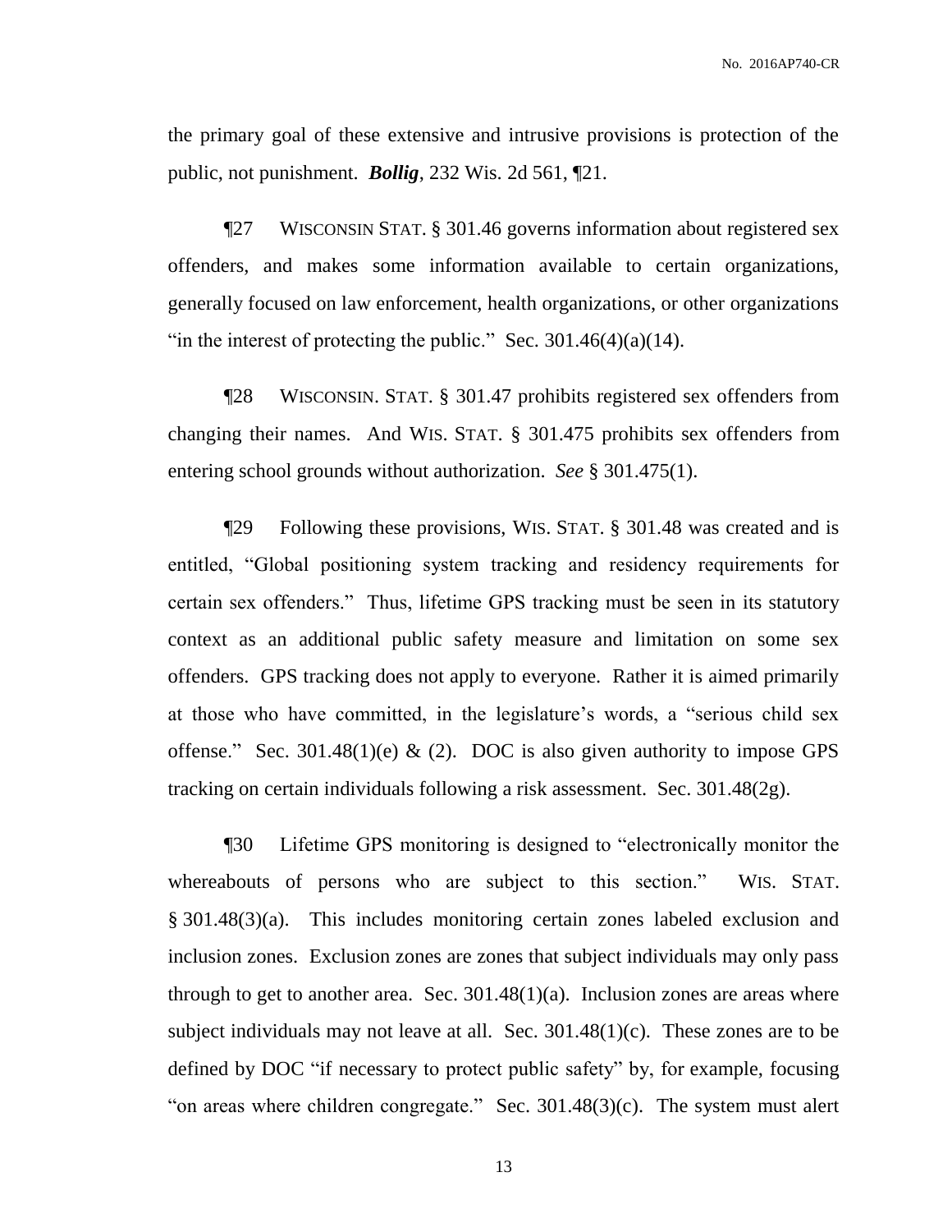the primary goal of these extensive and intrusive provisions is protection of the public, not punishment. ***Bollig***, 232 Wis. 2d 561, ¶21.

¶27 WISCONSIN STAT. § 301.46 governs information about registered sex offenders, and makes some information available to certain organizations, generally focused on law enforcement, health organizations, or other organizations "in the interest of protecting the public." Sec. 301.46(4)(a)(14).

¶28 WISCONSIN. STAT. § 301.47 prohibits registered sex offenders from changing their names. And WIS. STAT. § 301.475 prohibits sex offenders from entering school grounds without authorization. *See* § 301.475(1).

¶29 Following these provisions, WIS. STAT. § 301.48 was created and is entitled, "Global positioning system tracking and residency requirements for certain sex offenders." Thus, lifetime GPS tracking must be seen in its statutory context as an additional public safety measure and limitation on some sex offenders. GPS tracking does not apply to everyone. Rather it is aimed primarily at those who have committed, in the legislature's words, a "serious child sex offense." Sec. 301.48(1)(e) & (2). DOC is also given authority to impose GPS tracking on certain individuals following a risk assessment. Sec. 301.48(2g).

¶30 Lifetime GPS monitoring is designed to "electronically monitor the whereabouts of persons who are subject to this section." WIS. STAT. § 301.48(3)(a). This includes monitoring certain zones labeled exclusion and inclusion zones. Exclusion zones are zones that subject individuals may only pass through to get to another area. Sec. 301.48(1)(a). Inclusion zones are areas where subject individuals may not leave at all. Sec. 301.48(1)(c). These zones are to be defined by DOC "if necessary to protect public safety" by, for example, focusing "on areas where children congregate." Sec. 301.48(3)(c). The system must alert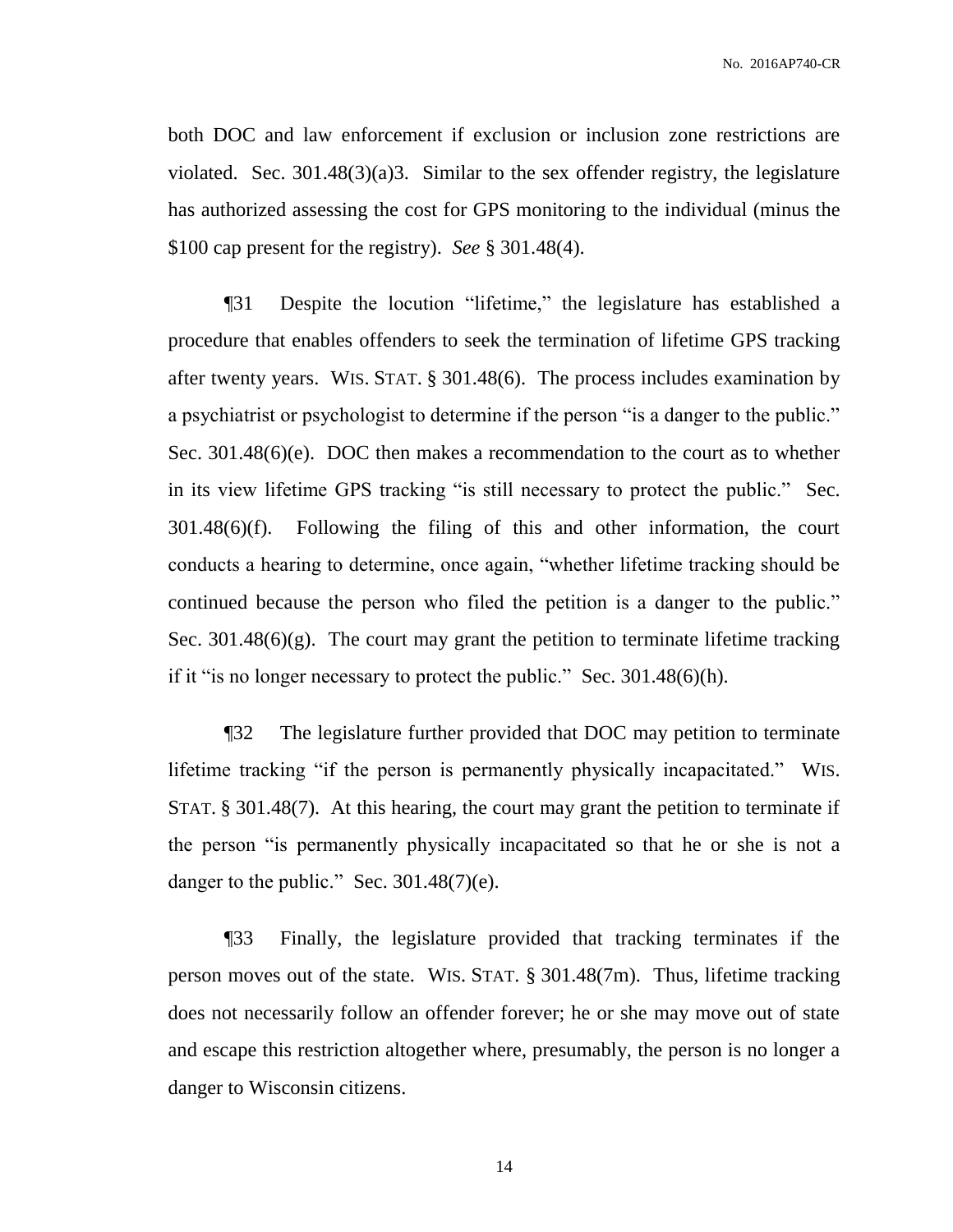both DOC and law enforcement if exclusion or inclusion zone restrictions are violated. Sec. 301.48(3)(a)3. Similar to the sex offender registry, the legislature has authorized assessing the cost for GPS monitoring to the individual (minus the $100 cap present for the registry). *See* § 301.48(4).

¶31 Despite the locution "lifetime," the legislature has established a procedure that enables offenders to seek the termination of lifetime GPS tracking after twenty years. WIS. STAT. § 301.48(6). The process includes examination by a psychiatrist or psychologist to determine if the person "is a danger to the public." Sec. 301.48(6)(e). DOC then makes a recommendation to the court as to whether in its view lifetime GPS tracking "is still necessary to protect the public." Sec. 301.48(6)(f). Following the filing of this and other information, the court conducts a hearing to determine, once again, "whether lifetime tracking should be continued because the person who filed the petition is a danger to the public." Sec. 301.48(6)(g). The court may grant the petition to terminate lifetime tracking if it "is no longer necessary to protect the public." Sec. 301.48(6)(h).

¶32 The legislature further provided that DOC may petition to terminate lifetime tracking "if the person is permanently physically incapacitated." WIS. STAT. § 301.48(7). At this hearing, the court may grant the petition to terminate if the person "is permanently physically incapacitated so that he or she is not a danger to the public." Sec. 301.48(7)(e).

¶33 Finally, the legislature provided that tracking terminates if the person moves out of the state. WIS. STAT. § 301.48(7m). Thus, lifetime tracking does not necessarily follow an offender forever; he or she may move out of state and escape this restriction altogether where, presumably, the person is no longer a danger to Wisconsin citizens.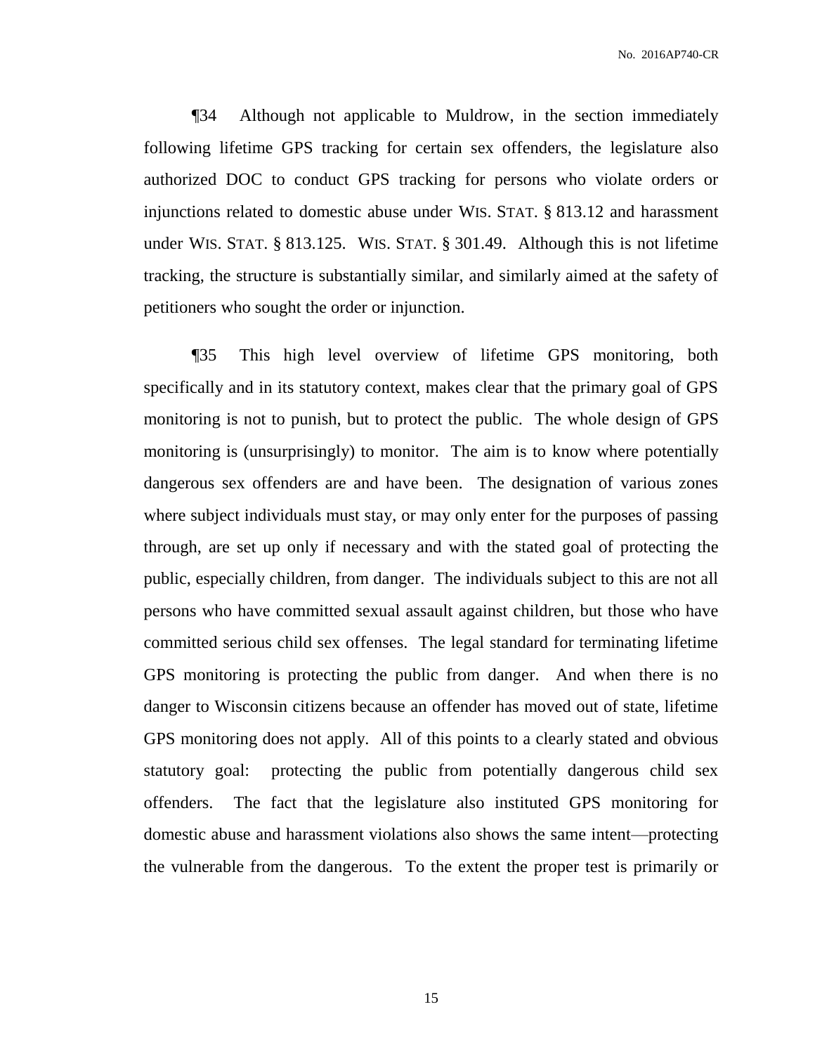¶34 Although not applicable to Muldrow, in the section immediately following lifetime GPS tracking for certain sex offenders, the legislature also authorized DOC to conduct GPS tracking for persons who violate orders or injunctions related to domestic abuse under WIS. STAT. § 813.12 and harassment under WIS. STAT. § 813.125. WIS. STAT. § 301.49. Although this is not lifetime tracking, the structure is substantially similar, and similarly aimed at the safety of petitioners who sought the order or injunction.

¶35 This high level overview of lifetime GPS monitoring, both specifically and in its statutory context, makes clear that the primary goal of GPS monitoring is not to punish, but to protect the public. The whole design of GPS monitoring is (unsurprisingly) to monitor. The aim is to know where potentially dangerous sex offenders are and have been. The designation of various zones where subject individuals must stay, or may only enter for the purposes of passing through, are set up only if necessary and with the stated goal of protecting the public, especially children, from danger. The individuals subject to this are not all persons who have committed sexual assault against children, but those who have committed serious child sex offenses. The legal standard for terminating lifetime GPS monitoring is protecting the public from danger. And when there is no danger to Wisconsin citizens because an offender has moved out of state, lifetime GPS monitoring does not apply. All of this points to a clearly stated and obvious statutory goal: protecting the public from potentially dangerous child sex offenders. The fact that the legislature also instituted GPS monitoring for domestic abuse and harassment violations also shows the same intent—protecting the vulnerable from the dangerous. To the extent the proper test is primarily or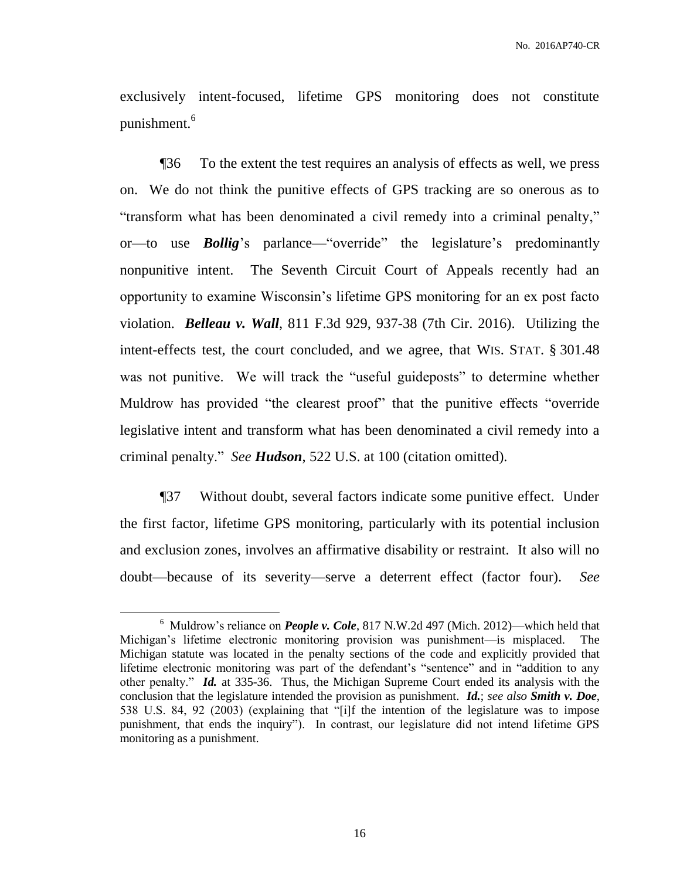exclusively intent-focused, lifetime GPS monitoring does not constitute punishment.[6]

¶36 To the extent the test requires an analysis of effects as well, we press on. We do not think the punitive effects of GPS tracking are so onerous as to "transform what has been denominated a civil remedy into a criminal penalty," or—to use ***Bollig***'s parlance—"override" the legislature's predominantly nonpunitive intent. The Seventh Circuit Court of Appeals recently had an opportunity to examine Wisconsin's lifetime GPS monitoring for an ex post facto violation. ***Belleau v. Wall***, 811 F.3d 929, 937-38 (7th Cir. 2016). Utilizing the intent-effects test, the court concluded, and we agree, that WIS. STAT. § 301.48 was not punitive. We will track the "useful guideposts" to determine whether Muldrow has provided "the clearest proof" that the punitive effects "override legislative intent and transform what has been denominated a civil remedy into a criminal penalty." *See* ***Hudson***, 522 U.S. at 100 (citation omitted).

¶37 Without doubt, several factors indicate some punitive effect. Under the first factor, lifetime GPS monitoring, particularly with its potential inclusion and exclusion zones, involves an affirmative disability or restraint. It also will no doubt—because of its severity—serve a deterrent effect (factor four). *See*

---

[6] Muldrow's reliance on ***People v. Cole***, 817 N.W.2d 497 (Mich. 2012)—which held that Michigan's lifetime electronic monitoring provision was punishment—is misplaced. The Michigan statute was located in the penalty sections of the code and explicitly provided that lifetime electronic monitoring was part of the defendant's "sentence" and in "addition to any other penalty." ***Id.*** at 335-36. Thus, the Michigan Supreme Court ended its analysis with the conclusion that the legislature intended the provision as punishment. ***Id.***; *see also* ***Smith v. Doe***, 538 U.S. 84, 92 (2003) (explaining that "[i]f the intention of the legislature was to impose punishment, that ends the inquiry"). In contrast, our legislature did not intend lifetime GPS monitoring as a punishment.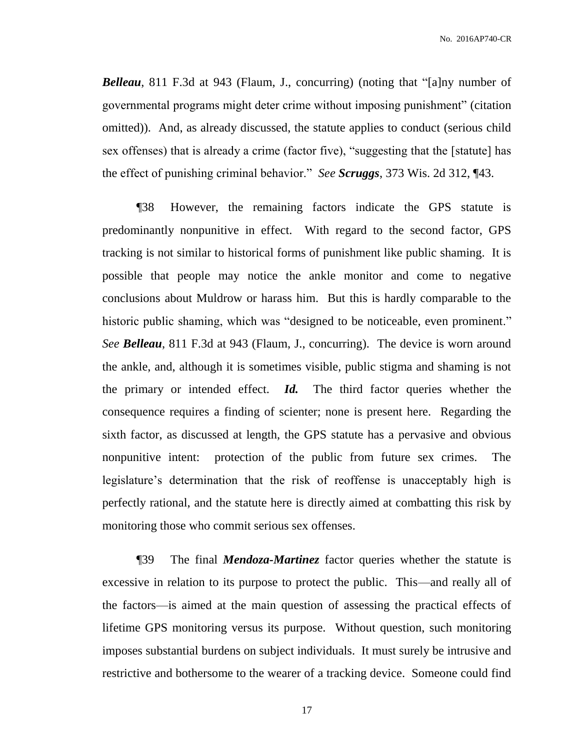***Belleau***, 811 F.3d at 943 (Flaum, J., concurring) (noting that "[a]ny number of governmental programs might deter crime without imposing punishment" (citation omitted)). And, as already discussed, the statute applies to conduct (serious child sex offenses) that is already a crime (factor five), "suggesting that the [statute] has the effect of punishing criminal behavior." *See* ***Scruggs***, 373 Wis. 2d 312, ¶43.

¶38 However, the remaining factors indicate the GPS statute is predominantly nonpunitive in effect. With regard to the second factor, GPS tracking is not similar to historical forms of punishment like public shaming. It is possible that people may notice the ankle monitor and come to negative conclusions about Muldrow or harass him. But this is hardly comparable to the historic public shaming, which was "designed to be noticeable, even prominent." *See* ***Belleau***, 811 F.3d at 943 (Flaum, J., concurring). The device is worn around the ankle, and, although it is sometimes visible, public stigma and shaming is not the primary or intended effect. ***Id.*** The third factor queries whether the consequence requires a finding of scienter; none is present here. Regarding the sixth factor, as discussed at length, the GPS statute has a pervasive and obvious nonpunitive intent: protection of the public from future sex crimes. The legislature's determination that the risk of reoffense is unacceptably high is perfectly rational, and the statute here is directly aimed at combatting this risk by monitoring those who commit serious sex offenses.

¶39 The final ***Mendoza-Martinez*** factor queries whether the statute is excessive in relation to its purpose to protect the public. This—and really all of the factors—is aimed at the main question of assessing the practical effects of lifetime GPS monitoring versus its purpose. Without question, such monitoring imposes substantial burdens on subject individuals. It must surely be intrusive and restrictive and bothersome to the wearer of a tracking device. Someone could find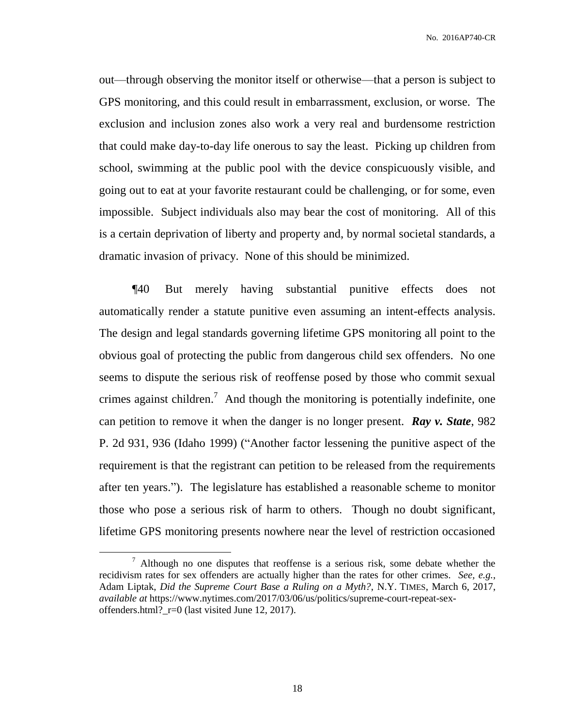out—through observing the monitor itself or otherwise—that a person is subject to GPS monitoring, and this could result in embarrassment, exclusion, or worse. The exclusion and inclusion zones also work a very real and burdensome restriction that could make day-to-day life onerous to say the least. Picking up children from school, swimming at the public pool with the device conspicuously visible, and going out to eat at your favorite restaurant could be challenging, or for some, even impossible. Subject individuals also may bear the cost of monitoring. All of this is a certain deprivation of liberty and property and, by normal societal standards, a dramatic invasion of privacy. None of this should be minimized.

¶40 But merely having substantial punitive effects does not automatically render a statute punitive even assuming an intent-effects analysis. The design and legal standards governing lifetime GPS monitoring all point to the obvious goal of protecting the public from dangerous child sex offenders. No one seems to dispute the serious risk of reoffense posed by those who commit sexual crimes against children.[7] And though the monitoring is potentially indefinite, one can petition to remove it when the danger is no longer present. ***Ray v. State***, 982 P. 2d 931, 936 (Idaho 1999) ("Another factor lessening the punitive aspect of the requirement is that the registrant can petition to be released from the requirements after ten years."). The legislature has established a reasonable scheme to monitor those who pose a serious risk of harm to others. Though no doubt significant, lifetime GPS monitoring presents nowhere near the level of restriction occasioned

---

[7] Although no one disputes that reoffense is a serious risk, some debate whether the recidivism rates for sex offenders are actually higher than the rates for other crimes. *See, e.g.*, Adam Liptak, *Did the Supreme Court Base a Ruling on a Myth?*, N.Y. TIMES, March 6, 2017, *available at* https://www.nytimes.com/2017/03/06/us/politics/supreme-court-repeat-sex-offenders.html?_r=0 (last visited June 12, 2017).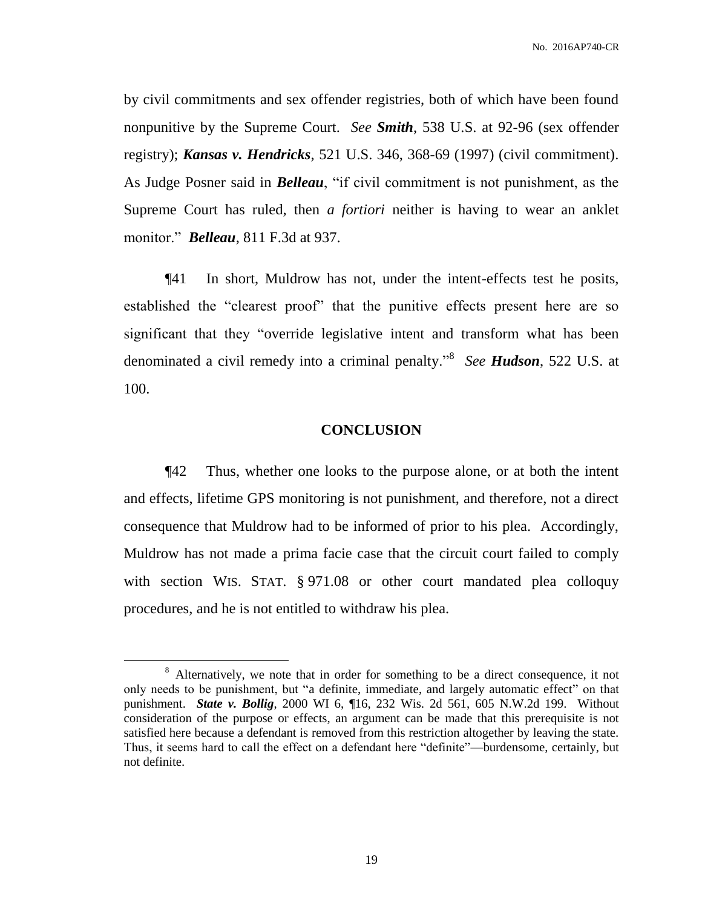by civil commitments and sex offender registries, both of which have been found nonpunitive by the Supreme Court. *See* ***Smith***, 538 U.S. at 92-96 (sex offender registry); ***Kansas v. Hendricks***, 521 U.S. 346, 368-69 (1997) (civil commitment). As Judge Posner said in ***Belleau***, "if civil commitment is not punishment, as the Supreme Court has ruled, then *a fortiori* neither is having to wear an anklet monitor." ***Belleau***, 811 F.3d at 937.

¶41 In short, Muldrow has not, under the intent-effects test he posits, established the "clearest proof" that the punitive effects present here are so significant that they "override legislative intent and transform what has been denominated a civil remedy into a criminal penalty."[8] *See* ***Hudson***, 522 U.S. at 100.

## CONCLUSION

¶42 Thus, whether one looks to the purpose alone, or at both the intent and effects, lifetime GPS monitoring is not punishment, and therefore, not a direct consequence that Muldrow had to be informed of prior to his plea. Accordingly, Muldrow has not made a prima facie case that the circuit court failed to comply with section WIS. STAT. § 971.08 or other court mandated plea colloquy procedures, and he is not entitled to withdraw his plea.

---

[8] Alternatively, we note that in order for something to be a direct consequence, it not only needs to be punishment, but "a definite, immediate, and largely automatic effect" on that punishment. ***State v. Bollig***, 2000 WI 6, ¶16, 232 Wis. 2d 561, 605 N.W.2d 199. Without consideration of the purpose or effects, an argument can be made that this prerequisite is not satisfied here because a defendant is removed from this restriction altogether by leaving the state. Thus, it seems hard to call the effect on a defendant here "definite"—burdensome, certainly, but not definite.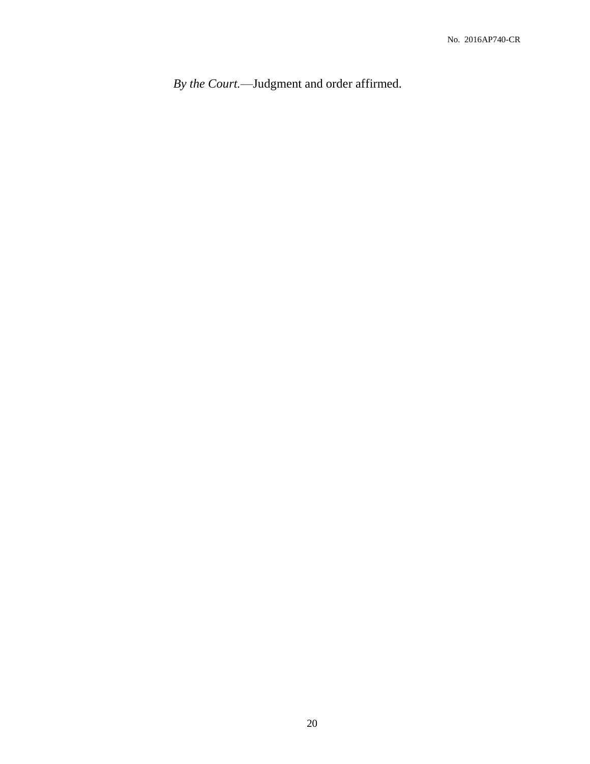*By the Court.*—Judgment and order affirmed.